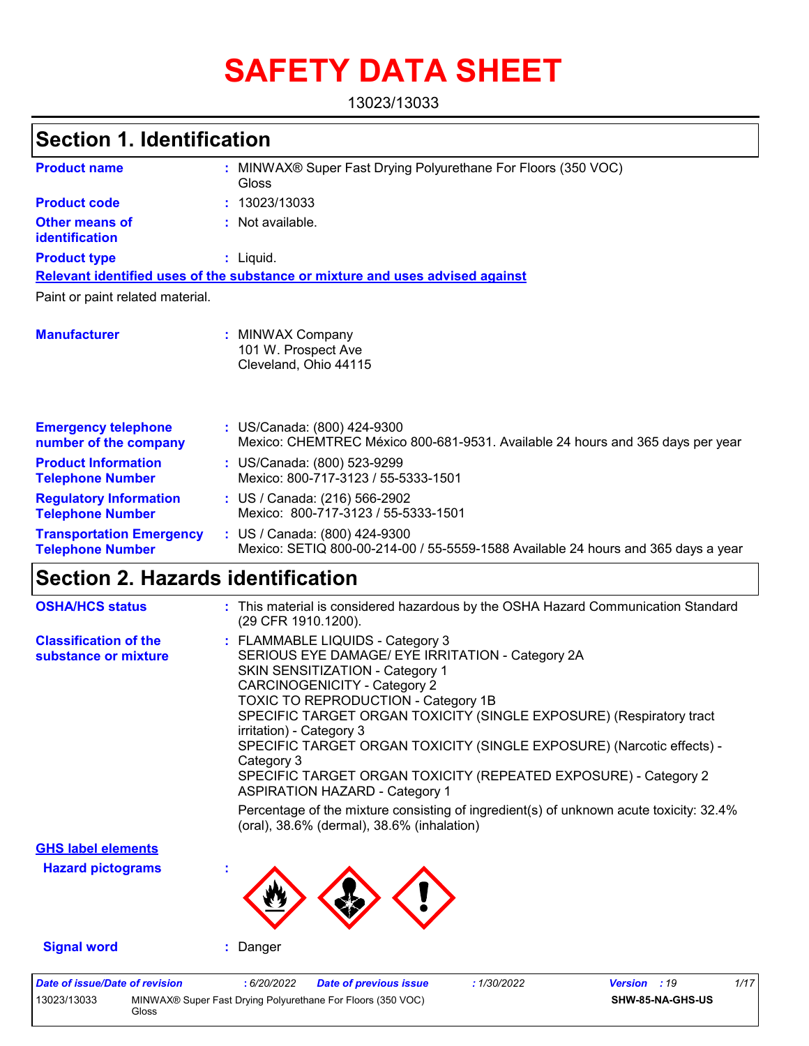# SAFETY DATA SHEET

13023/13033

## Section 1. Identification

| | | |
|---|---|---|
| **Product name** | : | MINWAX® Super Fast Drying Polyurethane For Floors (350 VOC) Gloss |
| **Product code** | : | 13023/13033 |
| **Other means of identification** | : | Not available. |
| **Product type** | : | Liquid. |

**Relevant identified uses of the substance or mixture and uses advised against**

Paint or paint related material.

| | | |
|---|---|---|
| **Manufacturer** | : | MINWAX Company<br>101 W. Prospect Ave<br>Cleveland, Ohio 44115 |
| **Emergency telephone number of the company** | : | US/Canada: (800) 424-9300<br>Mexico: CHEMTREC México 800-681-9531. Available 24 hours and 365 days per year |
| **Product Information Telephone Number** | : | US/Canada: (800) 523-9299<br>Mexico: 800-717-3123 / 55-5333-1501 |
| **Regulatory Information Telephone Number** | : | US / Canada: (216) 566-2902<br>Mexico: 800-717-3123 / 55-5333-1501 |
| **Transportation Emergency Telephone Number** | : | US / Canada: (800) 424-9300<br>Mexico: SETIQ 800-00-214-00 / 55-5559-1588 Available 24 hours and 365 days a year |

## Section 2. Hazards identification

**OSHA/HCS status** : This material is considered hazardous by the OSHA Hazard Communication Standard (29 CFR 1910.1200).

**Classification of the substance or mixture** :
FLAMMABLE LIQUIDS - Category 3
SERIOUS EYE DAMAGE/ EYE IRRITATION - Category 2A
SKIN SENSITIZATION - Category 1
CARCINOGENICITY - Category 2
TOXIC TO REPRODUCTION - Category 1B
SPECIFIC TARGET ORGAN TOXICITY (SINGLE EXPOSURE) (Respiratory tract irritation) - Category 3
SPECIFIC TARGET ORGAN TOXICITY (SINGLE EXPOSURE) (Narcotic effects) - Category 3
SPECIFIC TARGET ORGAN TOXICITY (REPEATED EXPOSURE) - Category 2
ASPIRATION HAZARD - Category 1

Percentage of the mixture consisting of ingredient(s) of unknown acute toxicity: 32.4% (oral), 38.6% (dermal), 38.6% (inhalation)

**GHS label elements**

**Hazard pictograms** :

**Signal word** : Danger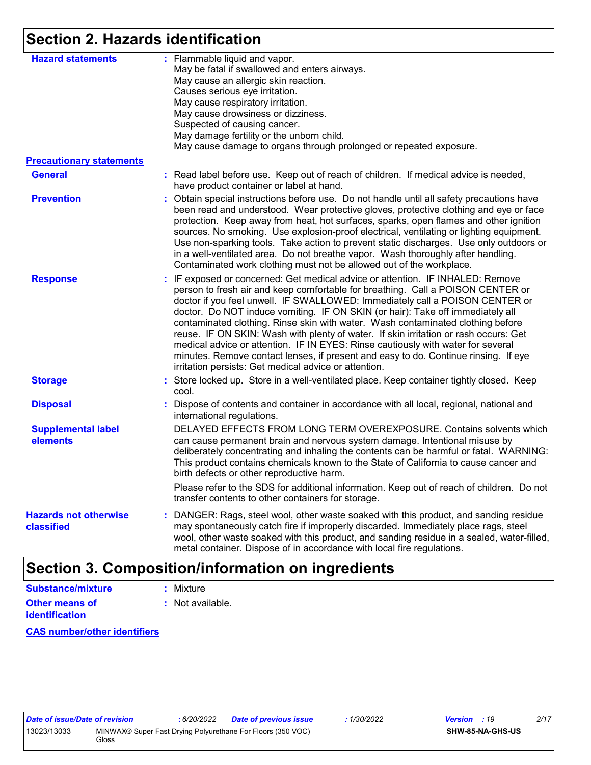## Section 2. Hazards identification

**Hazard statements** : Flammable liquid and vapor.
May be fatal if swallowed and enters airways.
May cause an allergic skin reaction.
Causes serious eye irritation.
May cause respiratory irritation.
May cause drowsiness or dizziness.
Suspected of causing cancer.
May damage fertility or the unborn child.
May cause damage to organs through prolonged or repeated exposure.

**Precautionary statements**

**General** : Read label before use. Keep out of reach of children. If medical advice is needed, have product container or label at hand.

**Prevention** : Obtain special instructions before use. Do not handle until all safety precautions have been read and understood. Wear protective gloves, protective clothing and eye or face protection. Keep away from heat, hot surfaces, sparks, open flames and other ignition sources. No smoking. Use explosion-proof electrical, ventilating or lighting equipment. Use non-sparking tools. Take action to prevent static discharges. Use only outdoors or in a well-ventilated area. Do not breathe vapor. Wash thoroughly after handling. Contaminated work clothing must not be allowed out of the workplace.

**Response** : IF exposed or concerned: Get medical advice or attention. IF INHALED: Remove person to fresh air and keep comfortable for breathing. Call a POISON CENTER or doctor if you feel unwell. IF SWALLOWED: Immediately call a POISON CENTER or doctor. Do NOT induce vomiting. IF ON SKIN (or hair): Take off immediately all contaminated clothing. Rinse skin with water. Wash contaminated clothing before reuse. IF ON SKIN: Wash with plenty of water. If skin irritation or rash occurs: Get medical advice or attention. IF IN EYES: Rinse cautiously with water for several minutes. Remove contact lenses, if present and easy to do. Continue rinsing. If eye irritation persists: Get medical advice or attention.

**Storage** : Store locked up. Store in a well-ventilated place. Keep container tightly closed. Keep cool.

**Disposal** : Dispose of contents and container in accordance with all local, regional, national and international regulations.

**Supplemental label elements** DELAYED EFFECTS FROM LONG TERM OVEREXPOSURE. Contains solvents which can cause permanent brain and nervous system damage. Intentional misuse by deliberately concentrating and inhaling the contents can be harmful or fatal. WARNING: This product contains chemicals known to the State of California to cause cancer and birth defects or other reproductive harm.

Please refer to the SDS for additional information. Keep out of reach of children. Do not transfer contents to other containers for storage.

**Hazards not otherwise classified** : DANGER: Rags, steel wool, other waste soaked with this product, and sanding residue may spontaneously catch fire if improperly discarded. Immediately place rags, steel wool, other waste soaked with this product, and sanding residue in a sealed, water-filled, metal container. Dispose of in accordance with local fire regulations.

## Section 3. Composition/information on ingredients

**Substance/mixture** : Mixture

**Other means of identification** : Not available.

**CAS number/other identifiers**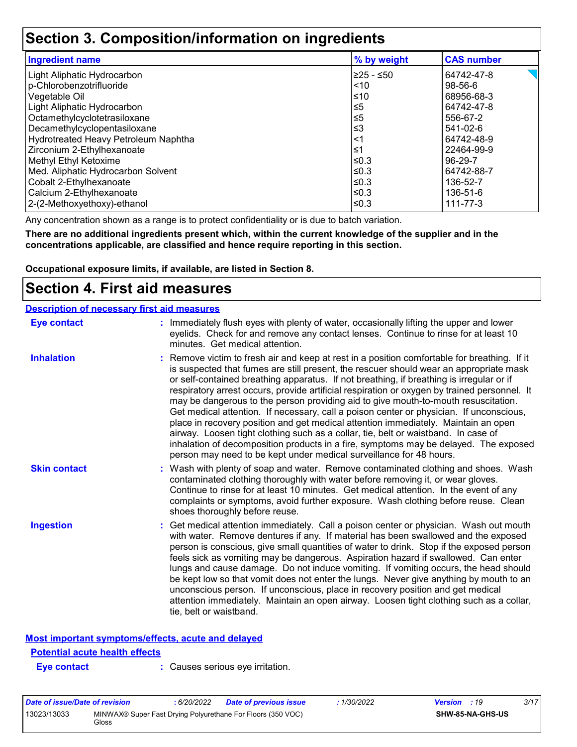# Section 3. Composition/information on ingredients

| Ingredient name | % by weight | CAS number |
| --- | --- | --- |
| Light Aliphatic Hydrocarbon | ≥25 - ≤50 | 64742-47-8 |
| p-Chlorobenzotrifluoride | <10 | 98-56-6 |
| Vegetable Oil | ≤10 | 68956-68-3 |
| Light Aliphatic Hydrocarbon | ≤5 | 64742-47-8 |
| Octamethylcyclotetrasiloxane | ≤5 | 556-67-2 |
| Decamethylcyclopentasiloxane | ≤3 | 541-02-6 |
| Hydrotreated Heavy Petroleum Naphtha | <1 | 64742-48-9 |
| Zirconium 2-Ethylhexanoate | ≤1 | 22464-99-9 |
| Methyl Ethyl Ketoxime | ≤0.3 | 96-29-7 |
| Med. Aliphatic Hydrocarbon Solvent | ≤0.3 | 64742-88-7 |
| Cobalt 2-Ethylhexanoate | ≤0.3 | 136-52-7 |
| Calcium 2-Ethylhexanoate | ≤0.3 | 136-51-6 |
| 2-(2-Methoxyethoxy)-ethanol | ≤0.3 | 111-77-3 |

Any concentration shown as a range is to protect confidentiality or is due to batch variation.

**There are no additional ingredients present which, within the current knowledge of the supplier and in the concentrations applicable, are classified and hence require reporting in this section.**

**Occupational exposure limits, if available, are listed in Section 8.**

# Section 4. First aid measures

## Description of necessary first aid measures

**Eye contact** : Immediately flush eyes with plenty of water, occasionally lifting the upper and lower eyelids. Check for and remove any contact lenses. Continue to rinse for at least 10 minutes. Get medical attention.

**Inhalation** : Remove victim to fresh air and keep at rest in a position comfortable for breathing. If it is suspected that fumes are still present, the rescuer should wear an appropriate mask or self-contained breathing apparatus. If not breathing, if breathing is irregular or if respiratory arrest occurs, provide artificial respiration or oxygen by trained personnel. It may be dangerous to the person providing aid to give mouth-to-mouth resuscitation. Get medical attention. If necessary, call a poison center or physician. If unconscious, place in recovery position and get medical attention immediately. Maintain an open airway. Loosen tight clothing such as a collar, tie, belt or waistband. In case of inhalation of decomposition products in a fire, symptoms may be delayed. The exposed person may need to be kept under medical surveillance for 48 hours.

**Skin contact** : Wash with plenty of soap and water. Remove contaminated clothing and shoes. Wash contaminated clothing thoroughly with water before removing it, or wear gloves. Continue to rinse for at least 10 minutes. Get medical attention. In the event of any complaints or symptoms, avoid further exposure. Wash clothing before reuse. Clean shoes thoroughly before reuse.

**Ingestion** : Get medical attention immediately. Call a poison center or physician. Wash out mouth with water. Remove dentures if any. If material has been swallowed and the exposed person is conscious, give small quantities of water to drink. Stop if the exposed person feels sick as vomiting may be dangerous. Aspiration hazard if swallowed. Can enter lungs and cause damage. Do not induce vomiting. If vomiting occurs, the head should be kept low so that vomit does not enter the lungs. Never give anything by mouth to an unconscious person. If unconscious, place in recovery position and get medical attention immediately. Maintain an open airway. Loosen tight clothing such as a collar, tie, belt or waistband.

## Most important symptoms/effects, acute and delayed

### Potential acute health effects

**Eye contact** : Causes serious eye irritation.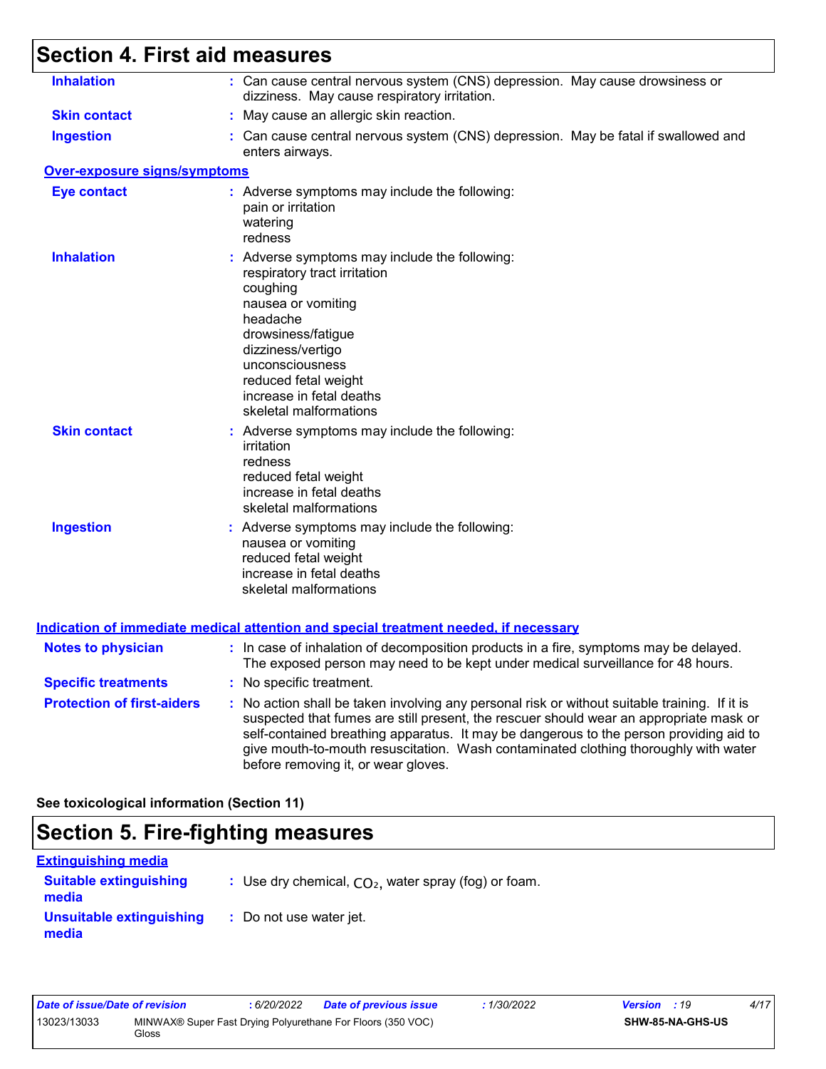# Section 4. First aid measures

**Inhalation** : Can cause central nervous system (CNS) depression. May cause drowsiness or dizziness. May cause respiratory irritation.

**Skin contact** : May cause an allergic skin reaction.

**Ingestion** : Can cause central nervous system (CNS) depression. May be fatal if swallowed and enters airways.

**Over-exposure signs/symptoms**

**Eye contact** : Adverse symptoms may include the following:
pain or irritation
watering
redness

**Inhalation** : Adverse symptoms may include the following:
respiratory tract irritation
coughing
nausea or vomiting
headache
drowsiness/fatigue
dizziness/vertigo
unconsciousness
reduced fetal weight
increase in fetal deaths
skeletal malformations

**Skin contact** : Adverse symptoms may include the following:
irritation
redness
reduced fetal weight
increase in fetal deaths
skeletal malformations

**Ingestion** : Adverse symptoms may include the following:
nausea or vomiting
reduced fetal weight
increase in fetal deaths
skeletal malformations

**Indication of immediate medical attention and special treatment needed, if necessary**

**Notes to physician** : In case of inhalation of decomposition products in a fire, symptoms may be delayed. The exposed person may need to be kept under medical surveillance for 48 hours.

**Specific treatments** : No specific treatment.

**Protection of first-aiders** : No action shall be taken involving any personal risk or without suitable training. If it is suspected that fumes are still present, the rescuer should wear an appropriate mask or self-contained breathing apparatus. It may be dangerous to the person providing aid to give mouth-to-mouth resuscitation. Wash contaminated clothing thoroughly with water before removing it, or wear gloves.

**See toxicological information (Section 11)**

# Section 5. Fire-fighting measures

**Extinguishing media**

**Suitable extinguishing media** : Use dry chemical, $CO_2$, water spray (fog) or foam.

**Unsuitable extinguishing media** : Do not use water jet.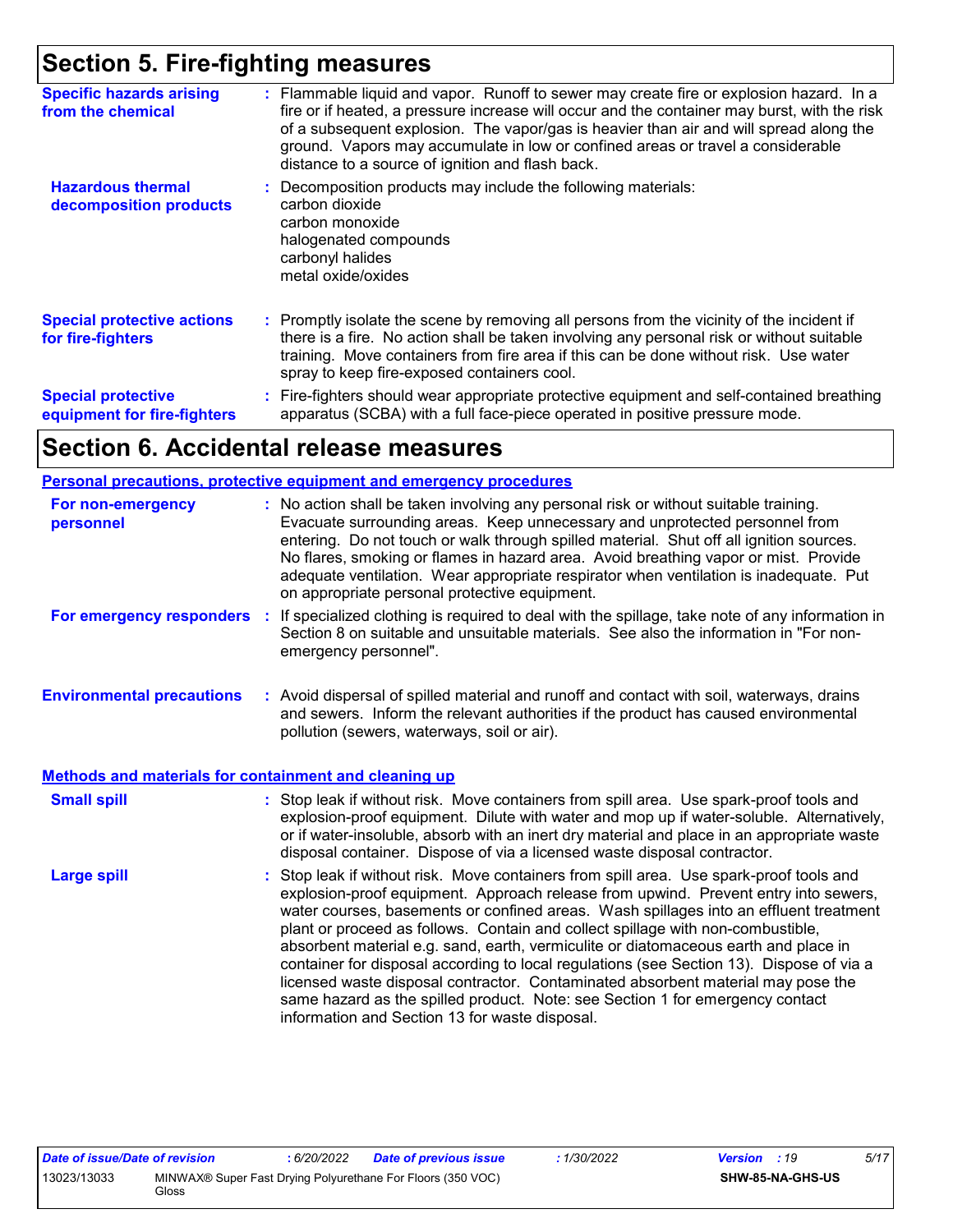## Section 5. Fire-fighting measures

**Specific hazards arising from the chemical** : Flammable liquid and vapor. Runoff to sewer may create fire or explosion hazard. In a fire or if heated, a pressure increase will occur and the container may burst, with the risk of a subsequent explosion. The vapor/gas is heavier than air and will spread along the ground. Vapors may accumulate in low or confined areas or travel a considerable distance to a source of ignition and flash back.

**Hazardous thermal decomposition products** : Decomposition products may include the following materials:
carbon dioxide
carbon monoxide
halogenated compounds
carbonyl halides
metal oxide/oxides

**Special protective actions for fire-fighters** : Promptly isolate the scene by removing all persons from the vicinity of the incident if there is a fire. No action shall be taken involving any personal risk or without suitable training. Move containers from fire area if this can be done without risk. Use water spray to keep fire-exposed containers cool.

**Special protective equipment for fire-fighters** : Fire-fighters should wear appropriate protective equipment and self-contained breathing apparatus (SCBA) with a full face-piece operated in positive pressure mode.

## Section 6. Accidental release measures

### Personal precautions, protective equipment and emergency procedures

**For non-emergency personnel** : No action shall be taken involving any personal risk or without suitable training. Evacuate surrounding areas. Keep unnecessary and unprotected personnel from entering. Do not touch or walk through spilled material. Shut off all ignition sources. No flares, smoking or flames in hazard area. Avoid breathing vapor or mist. Provide adequate ventilation. Wear appropriate respirator when ventilation is inadequate. Put on appropriate personal protective equipment.

**For emergency responders** : If specialized clothing is required to deal with the spillage, take note of any information in Section 8 on suitable and unsuitable materials. See also the information in "For non-emergency personnel".

**Environmental precautions** : Avoid dispersal of spilled material and runoff and contact with soil, waterways, drains and sewers. Inform the relevant authorities if the product has caused environmental pollution (sewers, waterways, soil or air).

### Methods and materials for containment and cleaning up

**Small spill** : Stop leak if without risk. Move containers from spill area. Use spark-proof tools and explosion-proof equipment. Dilute with water and mop up if water-soluble. Alternatively, or if water-insoluble, absorb with an inert dry material and place in an appropriate waste disposal container. Dispose of via a licensed waste disposal contractor.

**Large spill** : Stop leak if without risk. Move containers from spill area. Use spark-proof tools and explosion-proof equipment. Approach release from upwind. Prevent entry into sewers, water courses, basements or confined areas. Wash spillages into an effluent treatment plant or proceed as follows. Contain and collect spillage with non-combustible, absorbent material e.g. sand, earth, vermiculite or diatomaceous earth and place in container for disposal according to local regulations (see Section 13). Dispose of via a licensed waste disposal contractor. Contaminated absorbent material may pose the same hazard as the spilled product. Note: see Section 1 for emergency contact information and Section 13 for waste disposal.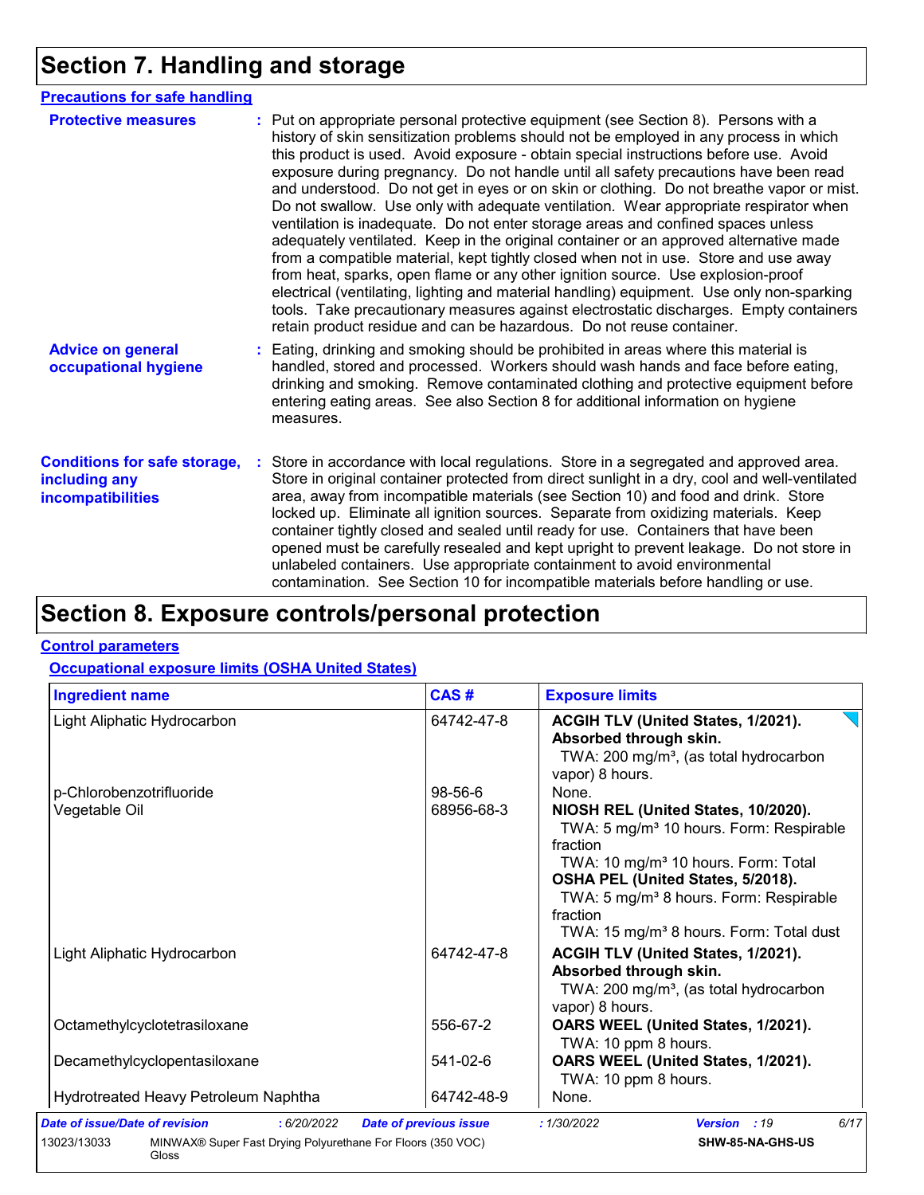# Section 7. Handling and storage

## Precautions for safe handling

**Protective measures** : Put on appropriate personal protective equipment (see Section 8). Persons with a history of skin sensitization problems should not be employed in any process in which this product is used. Avoid exposure - obtain special instructions before use. Avoid exposure during pregnancy. Do not handle until all safety precautions have been read and understood. Do not get in eyes or on skin or clothing. Do not breathe vapor or mist. Do not swallow. Use only with adequate ventilation. Wear appropriate respirator when ventilation is inadequate. Do not enter storage areas and confined spaces unless adequately ventilated. Keep in the original container or an approved alternative made from a compatible material, kept tightly closed when not in use. Store and use away from heat, sparks, open flame or any other ignition source. Use explosion-proof electrical (ventilating, lighting and material handling) equipment. Use only non-sparking tools. Take precautionary measures against electrostatic discharges. Empty containers retain product residue and can be hazardous. Do not reuse container.

**Advice on general occupational hygiene** : Eating, drinking and smoking should be prohibited in areas where this material is handled, stored and processed. Workers should wash hands and face before eating, drinking and smoking. Remove contaminated clothing and protective equipment before entering eating areas. See also Section 8 for additional information on hygiene measures.

**Conditions for safe storage, including any incompatibilities** : Store in accordance with local regulations. Store in a segregated and approved area. Store in original container protected from direct sunlight in a dry, cool and well-ventilated area, away from incompatible materials (see Section 10) and food and drink. Store locked up. Eliminate all ignition sources. Separate from oxidizing materials. Keep container tightly closed and sealed until ready for use. Containers that have been opened must be carefully resealed and kept upright to prevent leakage. Do not store in unlabeled containers. Use appropriate containment to avoid environmental contamination. See Section 10 for incompatible materials before handling or use.

# Section 8. Exposure controls/personal protection

## Control parameters

### Occupational exposure limits (OSHA United States)

| Ingredient name | CAS # | Exposure limits |
|---|---|---|
| Light Aliphatic Hydrocarbon | 64742-47-8 | **ACGIH TLV (United States, 1/2021). Absorbed through skin.**<br>TWA: 200 mg/m³, (as total hydrocarbon vapor) 8 hours. |
| p-Chlorobenzotrifluoride | 98-56-6 | None. |
| Vegetable Oil | 68956-68-3 | **NIOSH REL (United States, 10/2020).**<br>TWA: 5 mg/m³ 10 hours. Form: Respirable fraction<br>TWA: 10 mg/m³ 10 hours. Form: Total<br>**OSHA PEL (United States, 5/2018).**<br>TWA: 5 mg/m³ 8 hours. Form: Respirable fraction<br>TWA: 15 mg/m³ 8 hours. Form: Total dust |
| Light Aliphatic Hydrocarbon | 64742-47-8 | **ACGIH TLV (United States, 1/2021). Absorbed through skin.**<br>TWA: 200 mg/m³, (as total hydrocarbon vapor) 8 hours. |
| Octamethylcyclotetrasiloxane | 556-67-2 | **OARS WEEL (United States, 1/2021).**<br>TWA: 10 ppm 8 hours. |
| Decamethylcyclopentasiloxane | 541-02-6 | **OARS WEEL (United States, 1/2021).**<br>TWA: 10 ppm 8 hours. |
| Hydrotreated Heavy Petroleum Naphtha | 64742-48-9 | None. |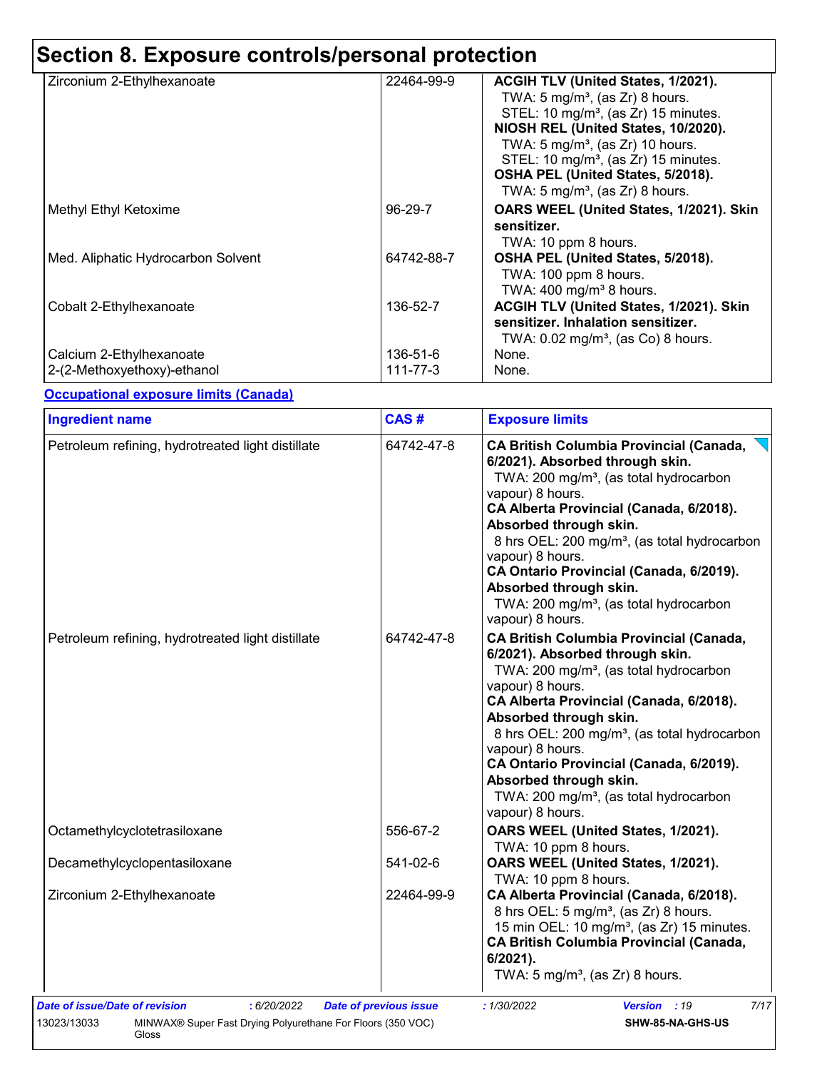# Section 8. Exposure controls/personal protection

| | | |
|---|---|---|
| Zirconium 2-Ethylhexanoate | 22464-99-9 | **ACGIH TLV (United States, 1/2021).** TWA: 5 mg/m³, (as Zr) 8 hours. STEL: 10 mg/m³, (as Zr) 15 minutes. **NIOSH REL (United States, 10/2020).** TWA: 5 mg/m³, (as Zr) 10 hours. STEL: 10 mg/m³, (as Zr) 15 minutes. **OSHA PEL (United States, 5/2018).** TWA: 5 mg/m³, (as Zr) 8 hours. |
| Methyl Ethyl Ketoxime | 96-29-7 | **OARS WEEL (United States, 1/2021). Skin sensitizer.** TWA: 10 ppm 8 hours. |
| Med. Aliphatic Hydrocarbon Solvent | 64742-88-7 | **OSHA PEL (United States, 5/2018).** TWA: 100 ppm 8 hours. TWA: 400 mg/m³ 8 hours. |
| Cobalt 2-Ethylhexanoate | 136-52-7 | **ACGIH TLV (United States, 1/2021). Skin sensitizer. Inhalation sensitizer.** TWA: 0.02 mg/m³, (as Co) 8 hours. |
| Calcium 2-Ethylhexanoate | 136-51-6 | None. |
| 2-(2-Methoxyethoxy)-ethanol | 111-77-3 | None. |

**Occupational exposure limits (Canada)**

| Ingredient name | CAS # | Exposure limits |
|---|---|---|
| Petroleum refining, hydrotreated light distillate | 64742-47-8 | **CA British Columbia Provincial (Canada, 6/2021). Absorbed through skin.** TWA: 200 mg/m³, (as total hydrocarbon vapour) 8 hours. **CA Alberta Provincial (Canada, 6/2018). Absorbed through skin.** 8 hrs OEL: 200 mg/m³, (as total hydrocarbon vapour) 8 hours. **CA Ontario Provincial (Canada, 6/2019). Absorbed through skin.** TWA: 200 mg/m³, (as total hydrocarbon vapour) 8 hours. |
| Petroleum refining, hydrotreated light distillate | 64742-47-8 | **CA British Columbia Provincial (Canada, 6/2021). Absorbed through skin.** TWA: 200 mg/m³, (as total hydrocarbon vapour) 8 hours. **CA Alberta Provincial (Canada, 6/2018). Absorbed through skin.** 8 hrs OEL: 200 mg/m³, (as total hydrocarbon vapour) 8 hours. **CA Ontario Provincial (Canada, 6/2019). Absorbed through skin.** TWA: 200 mg/m³, (as total hydrocarbon vapour) 8 hours. |
| Octamethylcyclotetrasiloxane | 556-67-2 | **OARS WEEL (United States, 1/2021).** TWA: 10 ppm 8 hours. |
| Decamethylcyclopentasiloxane | 541-02-6 | **OARS WEEL (United States, 1/2021).** TWA: 10 ppm 8 hours. |
| Zirconium 2-Ethylhexanoate | 22464-99-9 | **CA Alberta Provincial (Canada, 6/2018).** 8 hrs OEL: 5 mg/m³, (as Zr) 8 hours. 15 min OEL: 10 mg/m³, (as Zr) 15 minutes. **CA British Columbia Provincial (Canada, 6/2021).** TWA: 5 mg/m³, (as Zr) 8 hours. |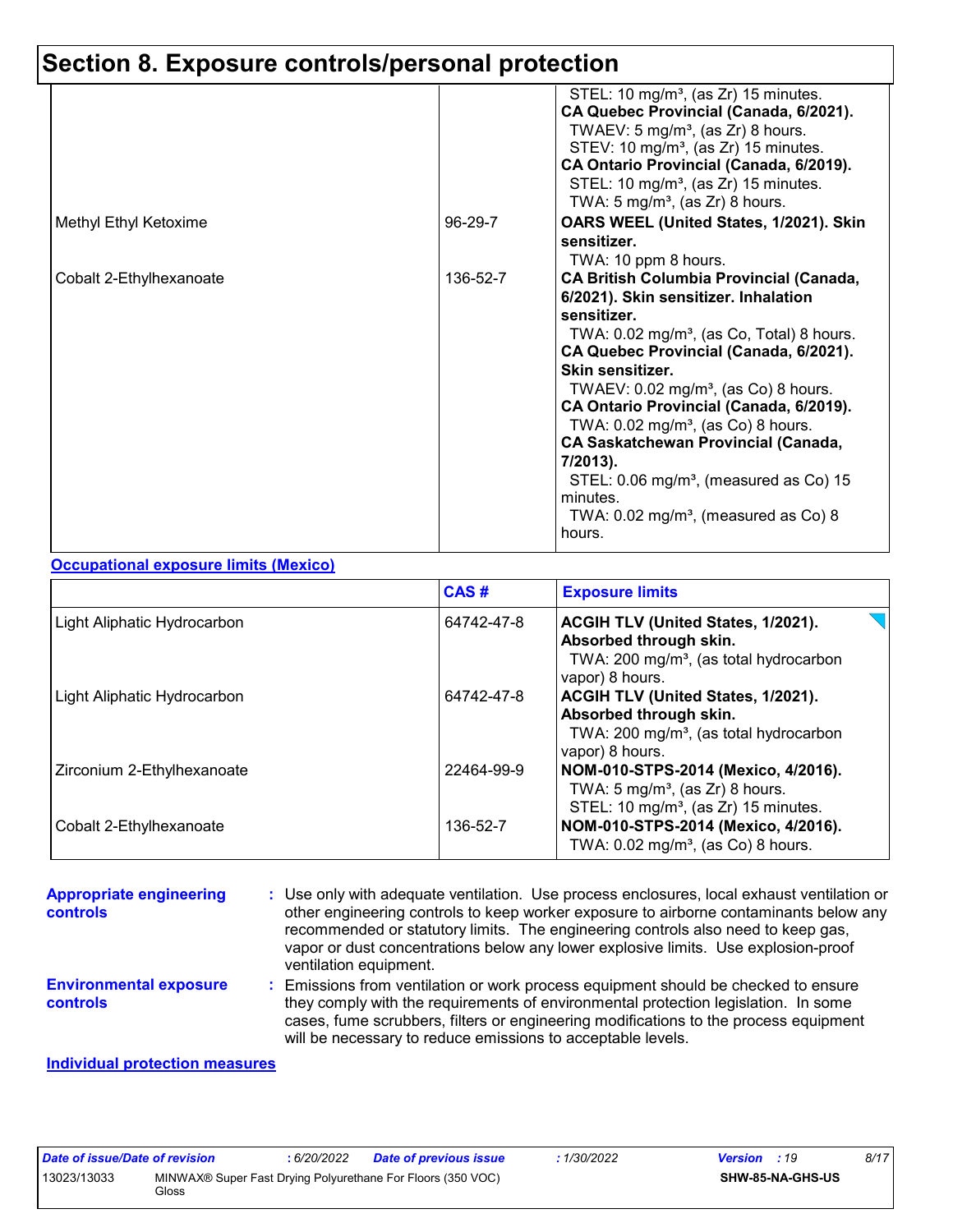## Section 8. Exposure controls/personal protection

| | | |
|---|---|---|
| | | STEL: 10 mg/m³, (as Zr) 15 minutes.<br>**CA Quebec Provincial (Canada, 6/2021).**<br>TWAEV: 5 mg/m³, (as Zr) 8 hours.<br>STEV: 10 mg/m³, (as Zr) 15 minutes.<br>**CA Ontario Provincial (Canada, 6/2019).**<br>STEL: 10 mg/m³, (as Zr) 15 minutes.<br>TWA: 5 mg/m³, (as Zr) 8 hours. |
| Methyl Ethyl Ketoxime | 96-29-7 | **OARS WEEL (United States, 1/2021). Skin sensitizer.**<br>TWA: 10 ppm 8 hours. |
| Cobalt 2-Ethylhexanoate | 136-52-7 | **CA British Columbia Provincial (Canada, 6/2021). Skin sensitizer. Inhalation sensitizer.**<br>TWA: 0.02 mg/m³, (as Co, Total) 8 hours.<br>**CA Quebec Provincial (Canada, 6/2021). Skin sensitizer.**<br>TWAEV: 0.02 mg/m³, (as Co) 8 hours.<br>**CA Ontario Provincial (Canada, 6/2019).**<br>TWA: 0.02 mg/m³, (as Co) 8 hours.<br>**CA Saskatchewan Provincial (Canada, 7/2013).**<br>STEL: 0.06 mg/m³, (measured as Co) 15 minutes.<br>TWA: 0.02 mg/m³, (measured as Co) 8 hours. |

**Occupational exposure limits (Mexico)**

| | CAS # | Exposure limits |
|---|---|---|
| Light Aliphatic Hydrocarbon | 64742-47-8 | **ACGIH TLV (United States, 1/2021). Absorbed through skin.**<br>TWA: 200 mg/m³, (as total hydrocarbon vapor) 8 hours. |
| Light Aliphatic Hydrocarbon | 64742-47-8 | **ACGIH TLV (United States, 1/2021). Absorbed through skin.**<br>TWA: 200 mg/m³, (as total hydrocarbon vapor) 8 hours. |
| Zirconium 2-Ethylhexanoate | 22464-99-9 | **NOM-010-STPS-2014 (Mexico, 4/2016).**<br>TWA: 5 mg/m³, (as Zr) 8 hours.<br>STEL: 10 mg/m³, (as Zr) 15 minutes. |
| Cobalt 2-Ethylhexanoate | 136-52-7 | **NOM-010-STPS-2014 (Mexico, 4/2016).**<br>TWA: 0.02 mg/m³, (as Co) 8 hours. |

**Appropriate engineering controls** : Use only with adequate ventilation. Use process enclosures, local exhaust ventilation or other engineering controls to keep worker exposure to airborne contaminants below any recommended or statutory limits. The engineering controls also need to keep gas, vapor or dust concentrations below any lower explosive limits. Use explosion-proof ventilation equipment.

**Environmental exposure controls** : Emissions from ventilation or work process equipment should be checked to ensure they comply with the requirements of environmental protection legislation. In some cases, fume scrubbers, filters or engineering modifications to the process equipment will be necessary to reduce emissions to acceptable levels.

**Individual protection measures**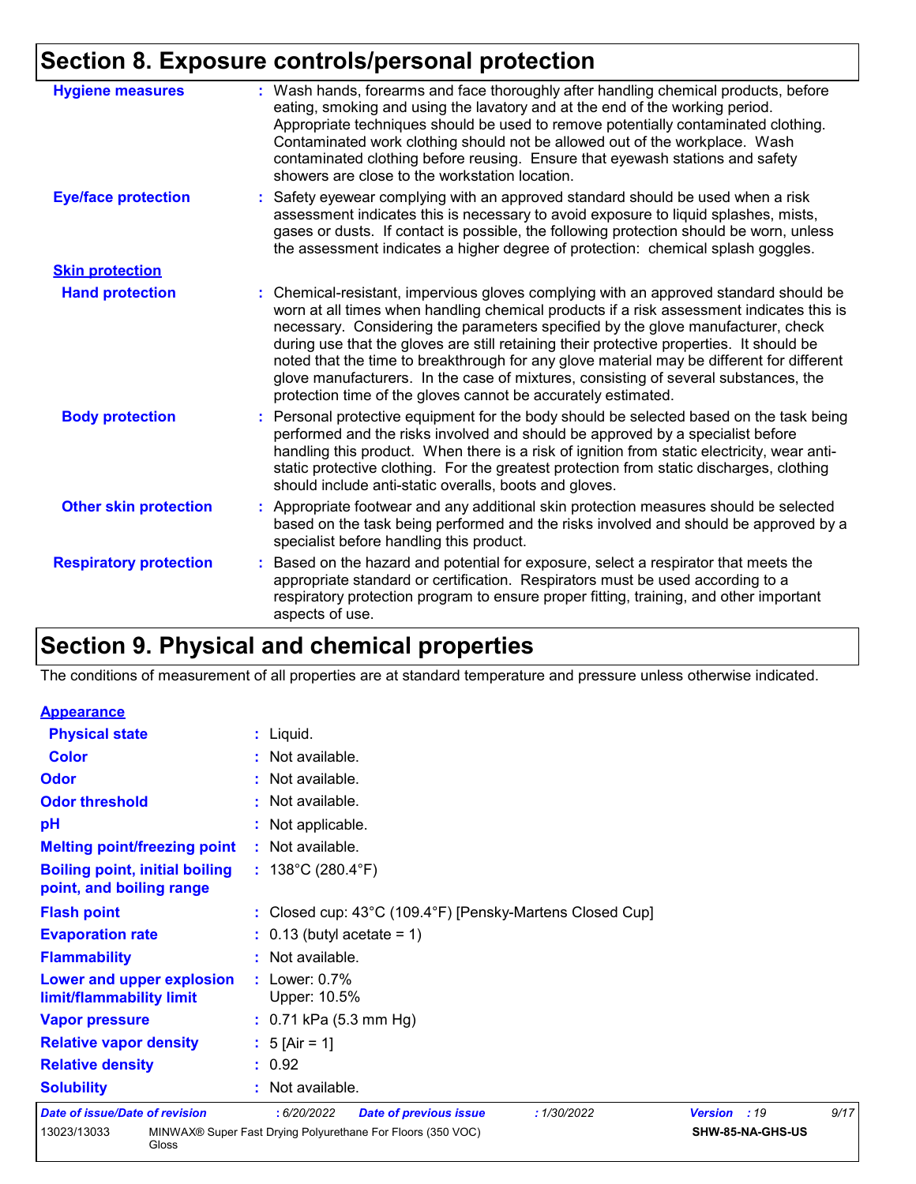## Section 8. Exposure controls/personal protection

**Hygiene measures** : Wash hands, forearms and face thoroughly after handling chemical products, before eating, smoking and using the lavatory and at the end of the working period. Appropriate techniques should be used to remove potentially contaminated clothing. Contaminated work clothing should not be allowed out of the workplace. Wash contaminated clothing before reusing. Ensure that eyewash stations and safety showers are close to the workstation location.

**Eye/face protection** : Safety eyewear complying with an approved standard should be used when a risk assessment indicates this is necessary to avoid exposure to liquid splashes, mists, gases or dusts. If contact is possible, the following protection should be worn, unless the assessment indicates a higher degree of protection: chemical splash goggles.

**Skin protection**

**Hand protection** : Chemical-resistant, impervious gloves complying with an approved standard should be worn at all times when handling chemical products if a risk assessment indicates this is necessary. Considering the parameters specified by the glove manufacturer, check during use that the gloves are still retaining their protective properties. It should be noted that the time to breakthrough for any glove material may be different for different glove manufacturers. In the case of mixtures, consisting of several substances, the protection time of the gloves cannot be accurately estimated.

**Body protection** : Personal protective equipment for the body should be selected based on the task being performed and the risks involved and should be approved by a specialist before handling this product. When there is a risk of ignition from static electricity, wear anti-static protective clothing. For the greatest protection from static discharges, clothing should include anti-static overalls, boots and gloves.

**Other skin protection** : Appropriate footwear and any additional skin protection measures should be selected based on the task being performed and the risks involved and should be approved by a specialist before handling this product.

**Respiratory protection** : Based on the hazard and potential for exposure, select a respirator that meets the appropriate standard or certification. Respirators must be used according to a respiratory protection program to ensure proper fitting, training, and other important aspects of use.

## Section 9. Physical and chemical properties

The conditions of measurement of all properties are at standard temperature and pressure unless otherwise indicated.

**Appearance**

**Physical state** : Liquid.

**Color** : Not available.

**Odor** : Not available.

**Odor threshold** : Not available.

**pH** : Not applicable.

**Melting point/freezing point** : Not available.

**Boiling point, initial boiling point, and boiling range** : 138°C (280.4°F)

**Flash point** : Closed cup: 43°C (109.4°F) [Pensky-Martens Closed Cup]

**Evaporation rate** : 0.13 (butyl acetate = 1)

**Flammability** : Not available.

**Lower and upper explosion limit/flammability limit** : Lower: 0.7%
Upper: 10.5%

**Vapor pressure** : 0.71 kPa (5.3 mm Hg)

**Relative vapor density** : 5 [Air = 1]

**Relative density** : 0.92

**Solubility** : Not available.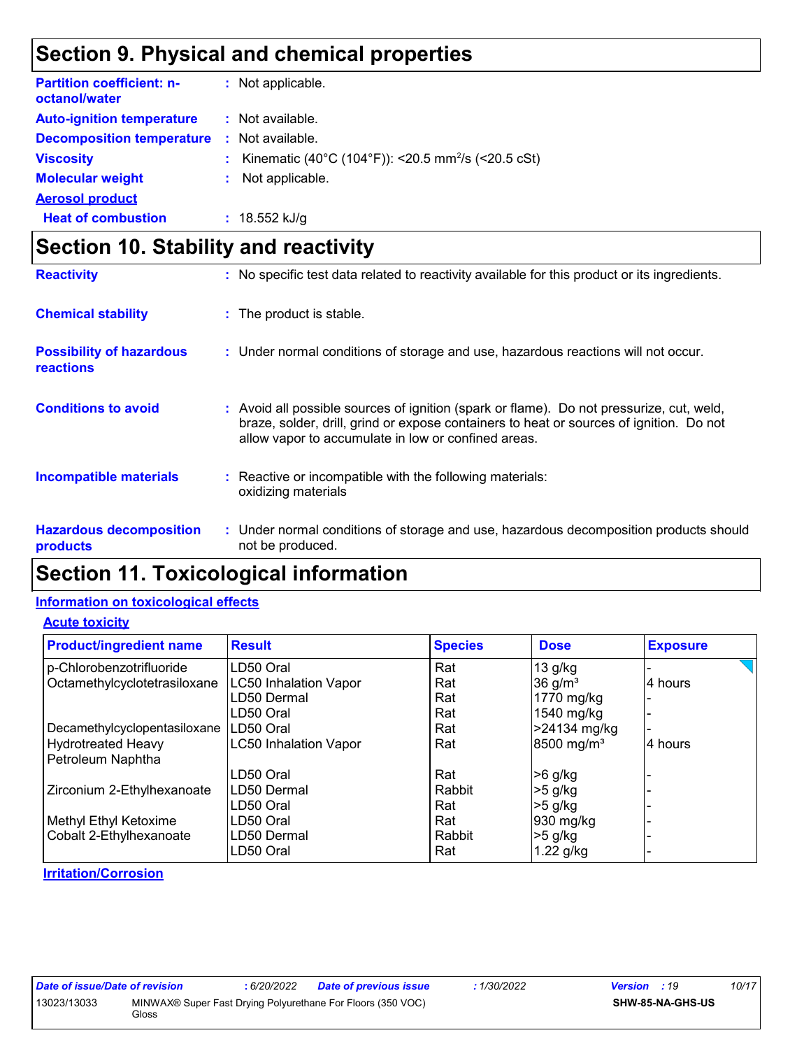## Section 9. Physical and chemical properties

**Partition coefficient: n-octanol/water** : Not applicable.

**Auto-ignition temperature** : Not available.

**Decomposition temperature** : Not available.

**Viscosity** : Kinematic (40°C (104°F)): <20.5 $mm^2/s$ (<20.5 cSt)

**Molecular weight** : Not applicable.

**Aerosol product**

**Heat of combustion** : 18.552 kJ/g

## Section 10. Stability and reactivity

**Reactivity** : No specific test data related to reactivity available for this product or its ingredients.

**Chemical stability** : The product is stable.

**Possibility of hazardous reactions** : Under normal conditions of storage and use, hazardous reactions will not occur.

**Conditions to avoid** : Avoid all possible sources of ignition (spark or flame). Do not pressurize, cut, weld, braze, solder, drill, grind or expose containers to heat or sources of ignition. Do not allow vapor to accumulate in low or confined areas.

**Incompatible materials** : Reactive or incompatible with the following materials: oxidizing materials

**Hazardous decomposition products** : Under normal conditions of storage and use, hazardous decomposition products should not be produced.

## Section 11. Toxicological information

**Information on toxicological effects**

**Acute toxicity**

| Product/ingredient name | Result | Species | Dose | Exposure |
|---|---|---|---|---|
| p-Chlorobenzotrifluoride | LD50 Oral | Rat | 13 g/kg | - |
| Octamethylcyclotetrasiloxane | LC50 Inhalation Vapor | Rat | 36 $g/m^3$ | 4 hours |
| | LD50 Dermal | Rat | 1770 mg/kg | - |
| | LD50 Oral | Rat | 1540 mg/kg | - |
| Decamethylcyclopentasiloxane | LD50 Oral | Rat | >24134 mg/kg | - |
| Hydrotreated Heavy Petroleum Naphtha | LC50 Inhalation Vapor | Rat | 8500 $mg/m^3$ | 4 hours |
| | LD50 Oral | Rat | >6 g/kg | - |
| Zirconium 2-Ethylhexanoate | LD50 Dermal | Rabbit | >5 g/kg | - |
| | LD50 Oral | Rat | >5 g/kg | - |
| Methyl Ethyl Ketoxime | LD50 Oral | Rat | 930 mg/kg | - |
| Cobalt 2-Ethylhexanoate | LD50 Dermal | Rabbit | >5 g/kg | - |
| | LD50 Oral | Rat | 1.22 g/kg | - |

**Irritation/Corrosion**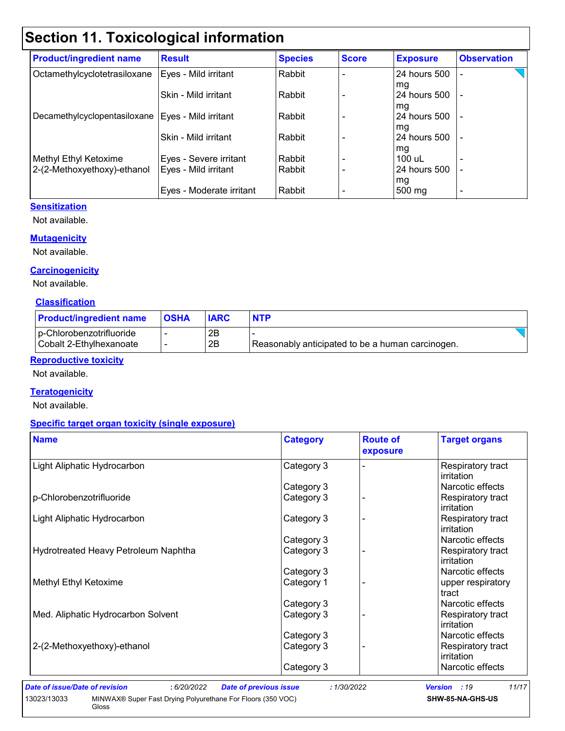# Section 11. Toxicological information

| Product/ingredient name | Result | Species | Score | Exposure | Observation |
|---|---|---|---|---|---|
| Octamethylcyclotetrasiloxane | Eyes - Mild irritant | Rabbit | - | 24 hours 500 mg | - |
| | Skin - Mild irritant | Rabbit | - | 24 hours 500 mg | - |
| Decamethylcyclopentasiloxane | Eyes - Mild irritant | Rabbit | - | 24 hours 500 mg | - |
| | Skin - Mild irritant | Rabbit | - | 24 hours 500 mg | - |
| Methyl Ethyl Ketoxime | Eyes - Severe irritant | Rabbit | - | 100 uL | - |
| 2-(2-Methoxyethoxy)-ethanol | Eyes - Mild irritant | Rabbit | - | 24 hours 500 mg | - |
| | Eyes - Moderate irritant | Rabbit | - | 500 mg | - |

**Sensitization**

Not available.

**Mutagenicity**

Not available.

**Carcinogenicity**

Not available.

**Classification**

| Product/ingredient name | OSHA | IARC | NTP |
|---|---|---|---|
| p-Chlorobenzotrifluoride | - | 2B | - |
| Cobalt 2-Ethylhexanoate | - | 2B | Reasonably anticipated to be a human carcinogen. |

**Reproductive toxicity**

Not available.

**Teratogenicity**

Not available.

**Specific target organ toxicity (single exposure)**

| Name | Category | Route of exposure | Target organs |
|---|---|---|---|
| Light Aliphatic Hydrocarbon | Category 3 | - | Respiratory tract irritation |
| | Category 3 | | Narcotic effects |
| p-Chlorobenzotrifluoride | Category 3 | - | Respiratory tract irritation |
| Light Aliphatic Hydrocarbon | Category 3 | - | Respiratory tract irritation |
| | Category 3 | | Narcotic effects |
| Hydrotreated Heavy Petroleum Naphtha | Category 3 | - | Respiratory tract irritation |
| | Category 3 | | Narcotic effects |
| Methyl Ethyl Ketoxime | Category 1 | - | upper respiratory tract |
| | Category 3 | | Narcotic effects |
| Med. Aliphatic Hydrocarbon Solvent | Category 3 | - | Respiratory tract irritation |
| | Category 3 | | Narcotic effects |
| 2-(2-Methoxyethoxy)-ethanol | Category 3 | - | Respiratory tract irritation |
| | Category 3 | | Narcotic effects |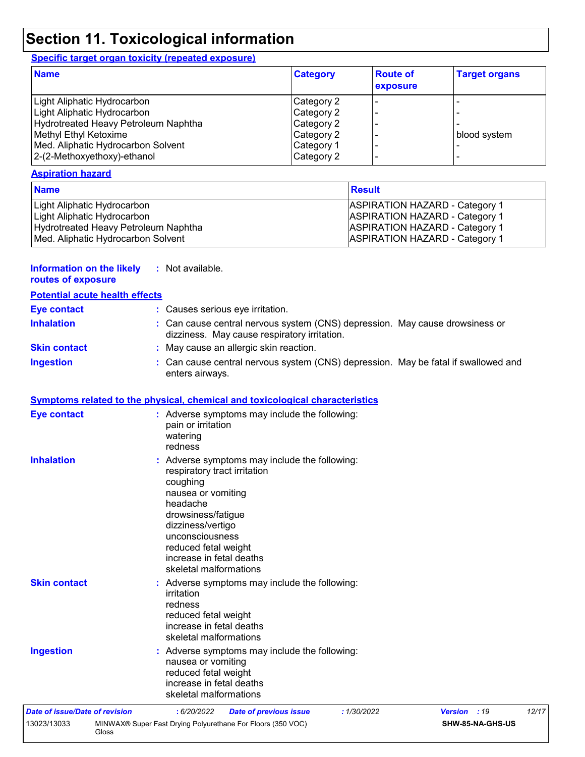# Section 11. Toxicological information

**Specific target organ toxicity (repeated exposure)**

| Name | Category | Route of exposure | Target organs |
| --- | --- | --- | --- |
| Light Aliphatic Hydrocarbon | Category 2 | - | - |
| Light Aliphatic Hydrocarbon | Category 2 | - | - |
| Hydrotreated Heavy Petroleum Naphtha | Category 2 | - | - |
| Methyl Ethyl Ketoxime | Category 2 | - | blood system |
| Med. Aliphatic Hydrocarbon Solvent | Category 1 | - | - |
| 2-(2-Methoxyethoxy)-ethanol | Category 2 | - | - |

**Aspiration hazard**

| Name | Result |
| --- | --- |
| Light Aliphatic Hydrocarbon | ASPIRATION HAZARD - Category 1 |
| Light Aliphatic Hydrocarbon | ASPIRATION HAZARD - Category 1 |
| Hydrotreated Heavy Petroleum Naphtha | ASPIRATION HAZARD - Category 1 |
| Med. Aliphatic Hydrocarbon Solvent | ASPIRATION HAZARD - Category 1 |

**Information on the likely routes of exposure** : Not available.

**Potential acute health effects**

**Eye contact** : Causes serious eye irritation.

**Inhalation** : Can cause central nervous system (CNS) depression. May cause drowsiness or dizziness. May cause respiratory irritation.

**Skin contact** : May cause an allergic skin reaction.

**Ingestion** : Can cause central nervous system (CNS) depression. May be fatal if swallowed and enters airways.

**Symptoms related to the physical, chemical and toxicological characteristics**

**Eye contact** : Adverse symptoms may include the following:
pain or irritation
watering
redness

**Inhalation** : Adverse symptoms may include the following:
respiratory tract irritation
coughing
nausea or vomiting
headache
drowsiness/fatigue
dizziness/vertigo
unconsciousness
reduced fetal weight
increase in fetal deaths
skeletal malformations

**Skin contact** : Adverse symptoms may include the following:
irritation
redness
reduced fetal weight
increase in fetal deaths
skeletal malformations

**Ingestion** : Adverse symptoms may include the following:
nausea or vomiting
reduced fetal weight
increase in fetal deaths
skeletal malformations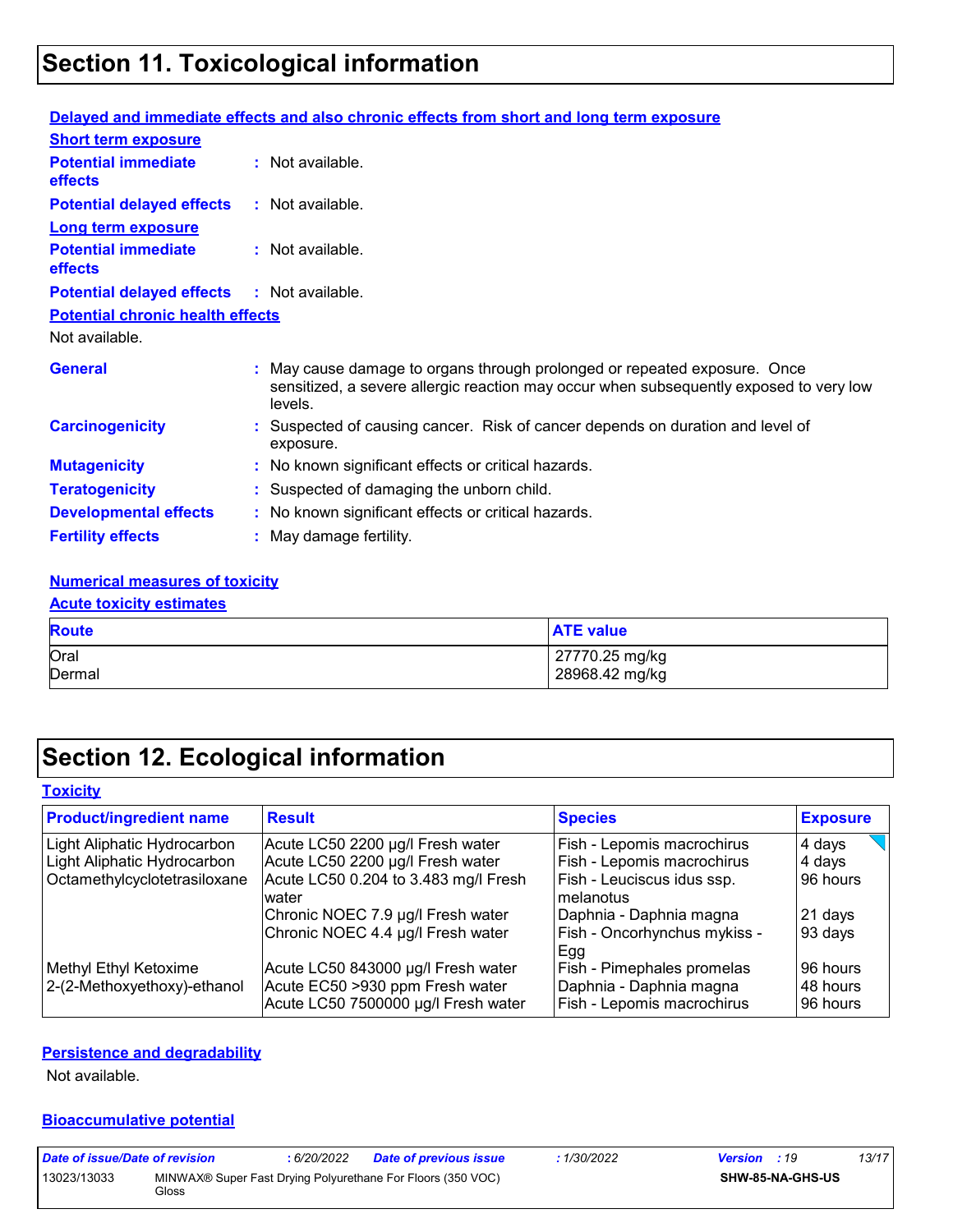# Section 11. Toxicological information

**Delayed and immediate effects and also chronic effects from short and long term exposure**

**Short term exposure**

**Potential immediate effects** : Not available.

**Potential delayed effects** : Not available.

**Long term exposure**

**Potential immediate effects** : Not available.

**Potential delayed effects** : Not available.

**Potential chronic health effects**

Not available.

**General** : May cause damage to organs through prolonged or repeated exposure. Once sensitized, a severe allergic reaction may occur when subsequently exposed to very low levels.

**Carcinogenicity** : Suspected of causing cancer. Risk of cancer depends on duration and level of exposure.

**Mutagenicity** : No known significant effects or critical hazards.

**Teratogenicity** : Suspected of damaging the unborn child.

**Developmental effects** : No known significant effects or critical hazards.

**Fertility effects** : May damage fertility.

**Numerical measures of toxicity**

**Acute toxicity estimates**

| Route | ATE value |
|---|---|
| Oral | 27770.25 mg/kg |
| Dermal | 28968.42 mg/kg |

# Section 12. Ecological information

**Toxicity**

| Product/ingredient name | Result | Species | Exposure |
|---|---|---|---|
| Light Aliphatic Hydrocarbon | Acute LC50 2200 µg/l Fresh water | Fish - Lepomis macrochirus | 4 days |
| Light Aliphatic Hydrocarbon | Acute LC50 2200 µg/l Fresh water | Fish - Lepomis macrochirus | 4 days |
| Octamethylcyclotetrasiloxane | Acute LC50 0.204 to 3.483 mg/l Fresh water | Fish - Leuciscus idus ssp. melanotus | 96 hours |
| | Chronic NOEC 7.9 µg/l Fresh water | Daphnia - Daphnia magna | 21 days |
| | Chronic NOEC 4.4 µg/l Fresh water | Fish - Oncorhynchus mykiss - Egg | 93 days |
| Methyl Ethyl Ketoxime | Acute LC50 843000 µg/l Fresh water | Fish - Pimephales promelas | 96 hours |
| 2-(2-Methoxyethoxy)-ethanol | Acute EC50 >930 ppm Fresh water | Daphnia - Daphnia magna | 48 hours |
| | Acute LC50 7500000 µg/l Fresh water | Fish - Lepomis macrochirus | 96 hours |

**Persistence and degradability**

Not available.

**Bioaccumulative potential**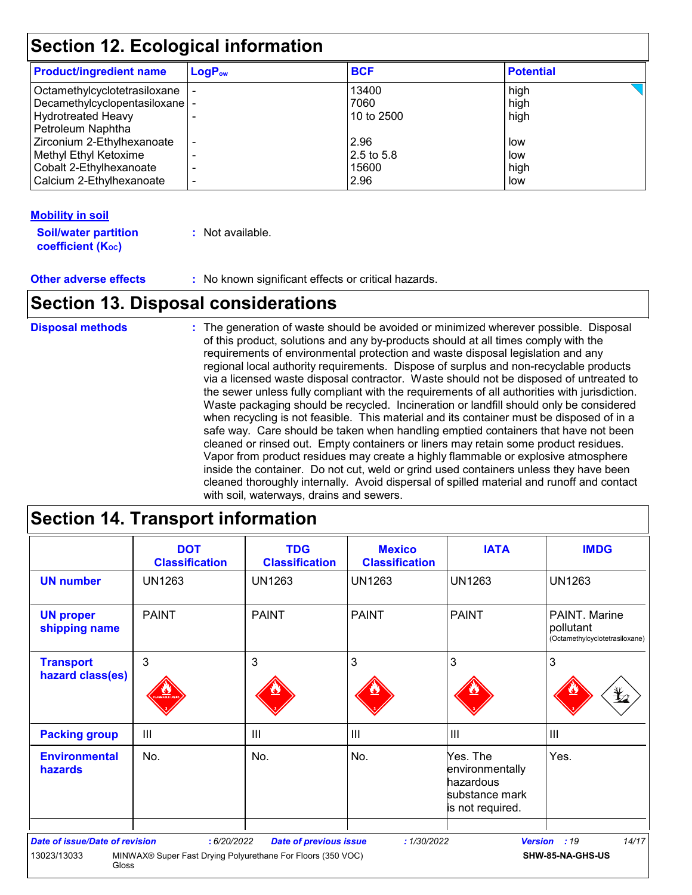## Section 12. Ecological information

| Product/ingredient name | $LogP_{ow}$ | BCF | Potential |
|---|---|---|---|
| Octamethylcyclotetrasiloxane | - | 13400 | high |
| Decamethylcyclopentasiloxane | - | 7060 | high |
| Hydrotreated Heavy Petroleum Naphtha | - | 10 to 2500 | high |
| Zirconium 2-Ethylhexanoate | - | 2.96 | low |
| Methyl Ethyl Ketoxime | - | 2.5 to 5.8 | low |
| Cobalt 2-Ethylhexanoate | - | 15600 | high |
| Calcium 2-Ethylhexanoate | - | 2.96 | low |

**Mobility in soil**

**Soil/water partition coefficient ($K_{OC}$)** : Not available.

**Other adverse effects** : No known significant effects or critical hazards.

## Section 13. Disposal considerations

**Disposal methods** : The generation of waste should be avoided or minimized wherever possible. Disposal of this product, solutions and any by-products should at all times comply with the requirements of environmental protection and waste disposal legislation and any regional local authority requirements. Dispose of surplus and non-recyclable products via a licensed waste disposal contractor. Waste should not be disposed of untreated to the sewer unless fully compliant with the requirements of all authorities with jurisdiction. Waste packaging should be recycled. Incineration or landfill should only be considered when recycling is not feasible. This material and its container must be disposed of in a safe way. Care should be taken when handling emptied containers that have not been cleaned or rinsed out. Empty containers or liners may retain some product residues. Vapor from product residues may create a highly flammable or explosive atmosphere inside the container. Do not cut, weld or grind used containers unless they have been cleaned thoroughly internally. Avoid dispersal of spilled material and runoff and contact with soil, waterways, drains and sewers.

## Section 14. Transport information

| | DOT Classification | TDG Classification | Mexico Classification | IATA | IMDG |
|---|---|---|---|---|---|
| **UN number** | UN1263 | UN1263 | UN1263 | UN1263 | UN1263 |
| **UN proper shipping name** | PAINT | PAINT | PAINT | PAINT | PAINT. Marine pollutant (Octamethylcyclotetrasiloxane) |
| **Transport hazard class(es)** | 3 | 3 | 3 | 3 | 3 |
| **Packing group** | III | III | III | III | III |
| **Environmental hazards** | No. | No. | No. | Yes. The environmentally hazardous substance mark is not required. | Yes. |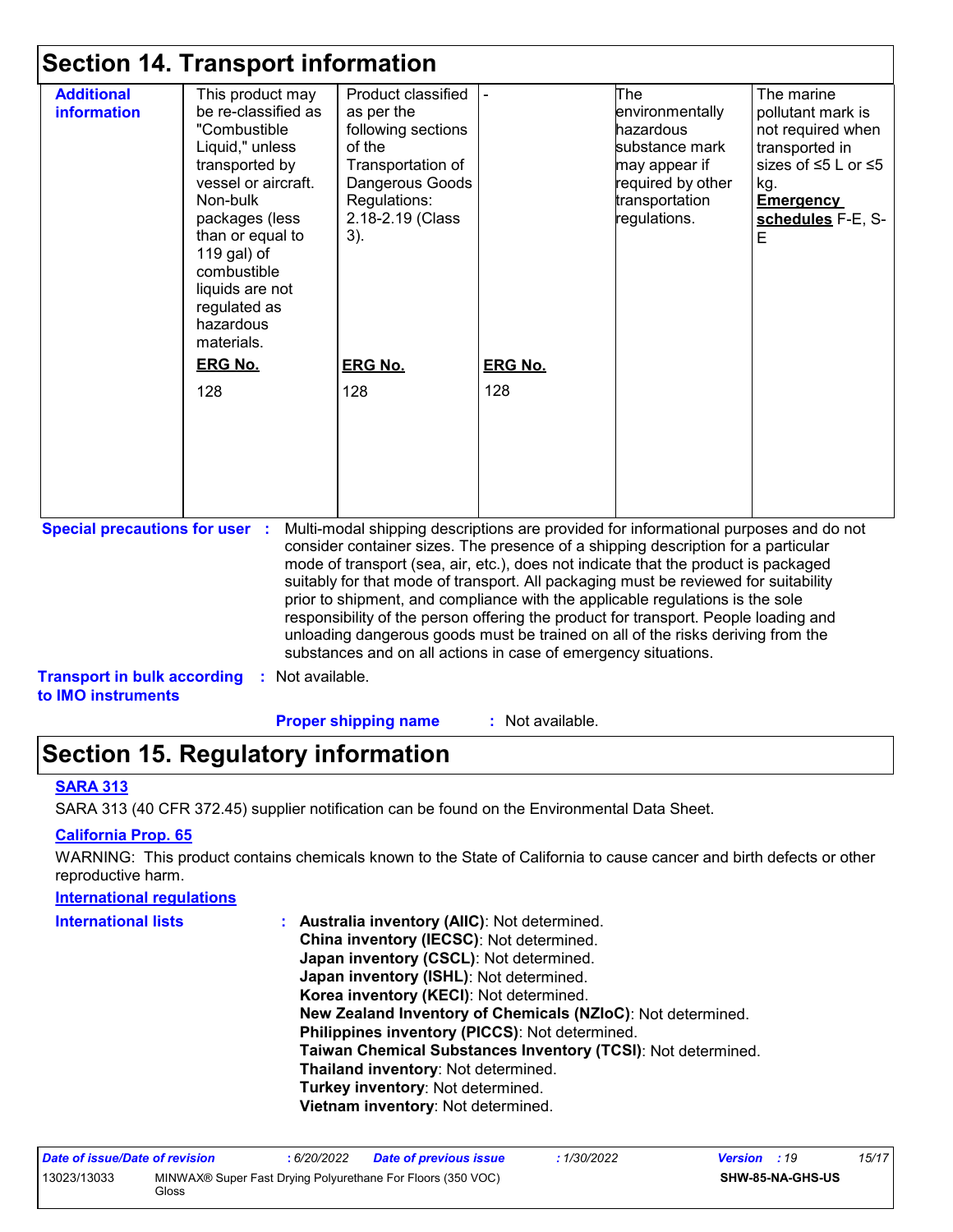## Section 14. Transport information

| Additional information | This product may be re-classified as "Combustible Liquid," unless transported by vessel or aircraft. Non-bulk packages (less than or equal to 119 gal) of combustible liquids are not regulated as hazardous materials.<br>**ERG No.**<br>128 | Product classified as per the following sections of the Transportation of Dangerous Goods Regulations: 2.18-2.19 (Class 3).<br>**ERG No.**<br>128 | -<br>**ERG No.**<br>128 | The environmentally hazardous substance mark may appear if required by other transportation regulations. | The marine pollutant mark is not required when transported in sizes of ≤5 L or ≤5 kg.<br>**Emergency schedules** F-E, S-E |
|---|---|---|---|---|---|

**Special precautions for user** : Multi-modal shipping descriptions are provided for informational purposes and do not consider container sizes. The presence of a shipping description for a particular mode of transport (sea, air, etc.), does not indicate that the product is packaged suitably for that mode of transport. All packaging must be reviewed for suitability prior to shipment, and compliance with the applicable regulations is the sole responsibility of the person offering the product for transport. People loading and unloading dangerous goods must be trained on all of the risks deriving from the substances and on all actions in case of emergency situations.

**Transport in bulk according to IMO instruments** : Not available.

**Proper shipping name** : Not available.

## Section 15. Regulatory information

**SARA 313**

SARA 313 (40 CFR 372.45) supplier notification can be found on the Environmental Data Sheet.

**California Prop. 65**

WARNING: This product contains chemicals known to the State of California to cause cancer and birth defects or other reproductive harm.

**International regulations**

**International lists** :
**Australia inventory (AIIC)**: Not determined.
**China inventory (IECSC)**: Not determined.
**Japan inventory (CSCL)**: Not determined.
**Japan inventory (ISHL)**: Not determined.
**Korea inventory (KECI)**: Not determined.
**New Zealand Inventory of Chemicals (NZIoC)**: Not determined.
**Philippines inventory (PICCS)**: Not determined.
**Taiwan Chemical Substances Inventory (TCSI)**: Not determined.
**Thailand inventory**: Not determined.
**Turkey inventory**: Not determined.
**Vietnam inventory**: Not determined.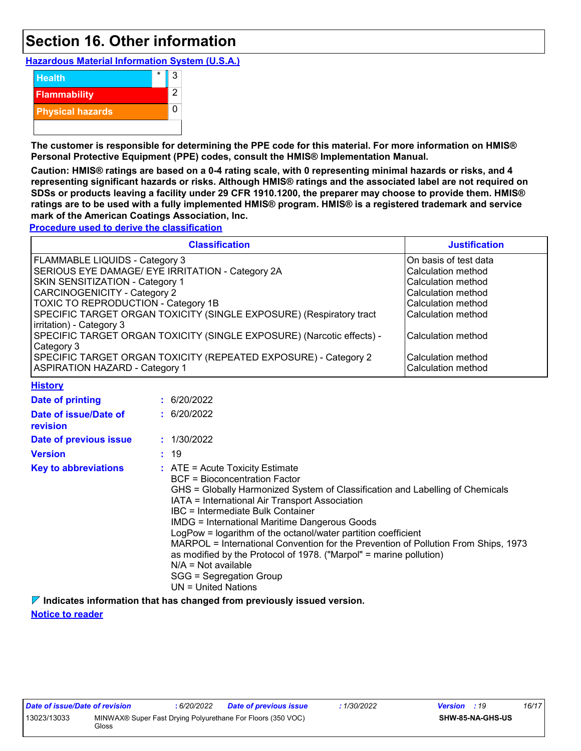# Section 16. Other information

**Hazardous Material Information System (U.S.A.)**

| | | |
|---|---|---|
| Health | * | 3 |
| Flammability | | 2 |
| Physical hazards | | 0 |

**The customer is responsible for determining the PPE code for this material. For more information on HMIS® Personal Protective Equipment (PPE) codes, consult the HMIS® Implementation Manual.**

**Caution: HMIS® ratings are based on a 0-4 rating scale, with 0 representing minimal hazards or risks, and 4 representing significant hazards or risks. Although HMIS® ratings and the associated label are not required on SDSs or products leaving a facility under 29 CFR 1910.1200, the preparer may choose to provide them. HMIS® ratings are to be used with a fully implemented HMIS® program. HMIS® is a registered trademark and service mark of the American Coatings Association, Inc.**

**Procedure used to derive the classification**

| Classification | Justification |
|---|---|
| FLAMMABLE LIQUIDS - Category 3 | On basis of test data |
| SERIOUS EYE DAMAGE/ EYE IRRITATION - Category 2A | Calculation method |
| SKIN SENSITIZATION - Category 1 | Calculation method |
| CARCINOGENICITY - Category 2 | Calculation method |
| TOXIC TO REPRODUCTION - Category 1B | Calculation method |
| SPECIFIC TARGET ORGAN TOXICITY (SINGLE EXPOSURE) (Respiratory tract irritation) - Category 3 | Calculation method |
| SPECIFIC TARGET ORGAN TOXICITY (SINGLE EXPOSURE) (Narcotic effects) - Category 3 | Calculation method |
| SPECIFIC TARGET ORGAN TOXICITY (REPEATED EXPOSURE) - Category 2 | Calculation method |
| ASPIRATION HAZARD - Category 1 | Calculation method |

**History**

**Date of printing** : 6/20/2022

**Date of issue/Date of revision** : 6/20/2022

**Date of previous issue** : 1/30/2022

**Version** : 19

**Key to abbreviations** : ATE = Acute Toxicity Estimate
BCF = Bioconcentration Factor
GHS = Globally Harmonized System of Classification and Labelling of Chemicals
IATA = International Air Transport Association
IBC = Intermediate Bulk Container
IMDG = International Maritime Dangerous Goods
LogPow = logarithm of the octanol/water partition coefficient
MARPOL = International Convention for the Prevention of Pollution From Ships, 1973 as modified by the Protocol of 1978. ("Marpol" = marine pollution)
N/A = Not available
SGG = Segregation Group
UN = United Nations

**Indicates information that has changed from previously issued version.**

**Notice to reader**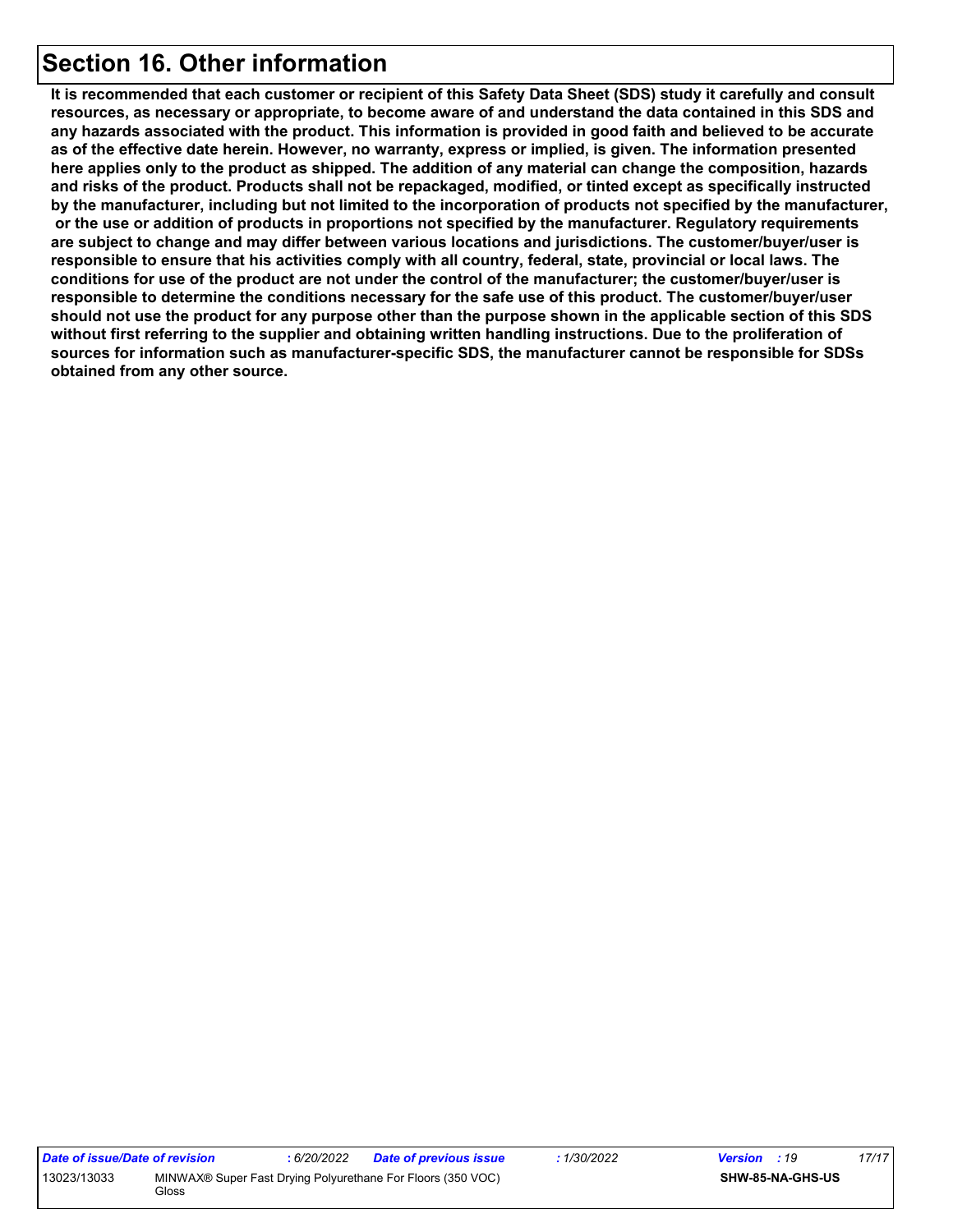# Section 16. Other information

**It is recommended that each customer or recipient of this Safety Data Sheet (SDS) study it carefully and consult resources, as necessary or appropriate, to become aware of and understand the data contained in this SDS and any hazards associated with the product. This information is provided in good faith and believed to be accurate as of the effective date herein. However, no warranty, express or implied, is given. The information presented here applies only to the product as shipped. The addition of any material can change the composition, hazards and risks of the product. Products shall not be repackaged, modified, or tinted except as specifically instructed by the manufacturer, including but not limited to the incorporation of products not specified by the manufacturer, or the use or addition of products in proportions not specified by the manufacturer. Regulatory requirements are subject to change and may differ between various locations and jurisdictions. The customer/buyer/user is responsible to ensure that his activities comply with all country, federal, state, provincial or local laws. The conditions for use of the product are not under the control of the manufacturer; the customer/buyer/user is responsible to determine the conditions necessary for the safe use of this product. The customer/buyer/user should not use the product for any purpose other than the purpose shown in the applicable section of this SDS without first referring to the supplier and obtaining written handling instructions. Due to the proliferation of sources for information such as manufacturer-specific SDS, the manufacturer cannot be responsible for SDSs obtained from any other source.**